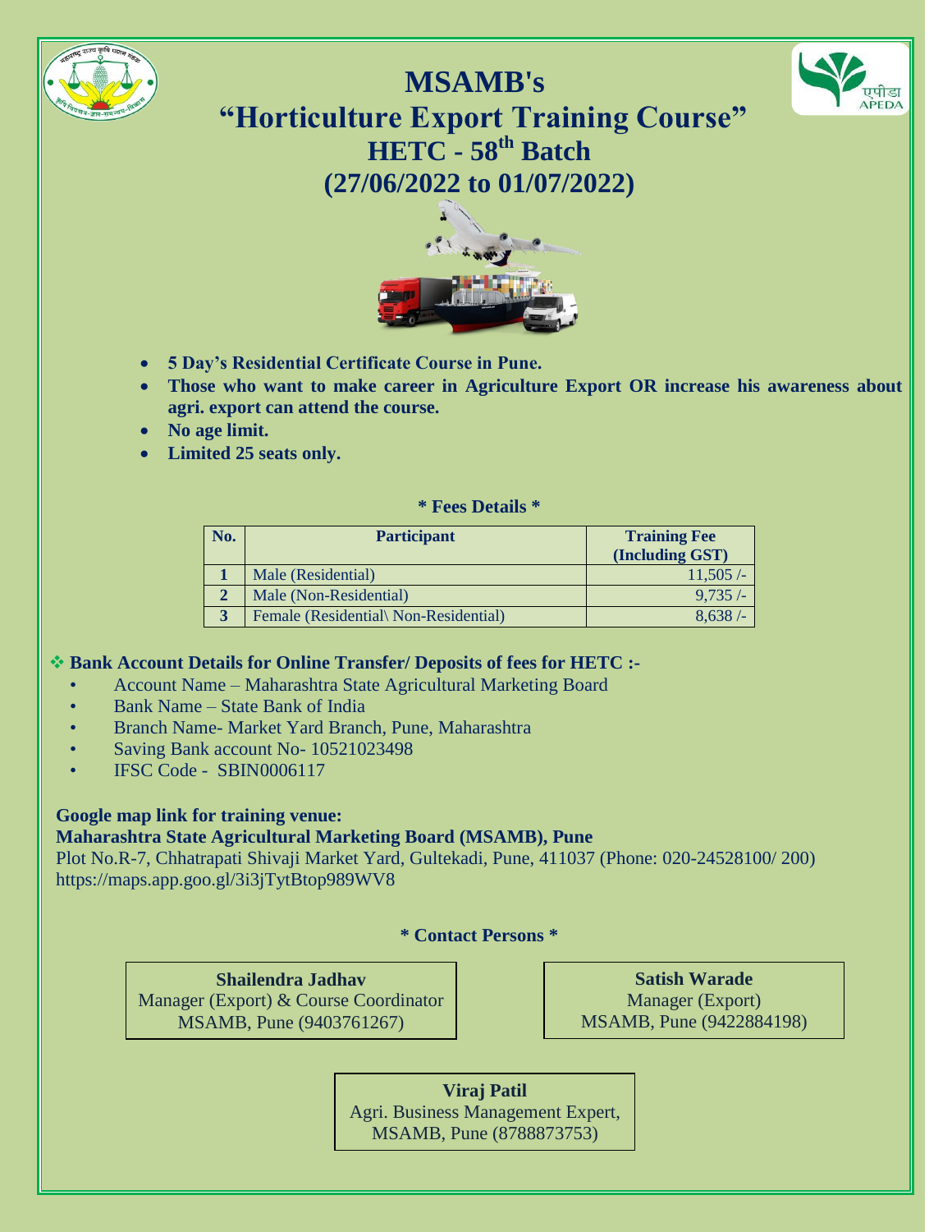# MSAMB's
# "Horticulture Export Training Course"
## HETC - 58th Batch
## (27/06/2022 to 01/07/2022)

- **5 Day's Residential Certificate Course in Pune.**
- **Those who want to make career in Agriculture Export OR increase his awareness about agri. export can attend the course.**
- **No age limit.**
- **Limited 25 seats only.**

**\* Fees Details \***

| No. | Participant | Training Fee (Including GST) |
|---|---|---|
| 1 | Male (Residential) | 11,505 /- |
| 2 | Male (Non-Residential) | 9,735 /- |
| 3 | Female (Residential\ Non-Residential) | 8,638 /- |

**❖ Bank Account Details for Online Transfer/ Deposits of fees for HETC :-**

- Account Name – Maharashtra State Agricultural Marketing Board
- Bank Name – State Bank of India
- Branch Name- Market Yard Branch, Pune, Maharashtra
- Saving Bank account No- 10521023498
- IFSC Code - SBIN0006117

**Google map link for training venue:**
**Maharashtra State Agricultural Marketing Board (MSAMB), Pune**
Plot No.R-7, Chhatrapati Shivaji Market Yard, Gultekadi, Pune, 411037 (Phone: 020-24528100/ 200)
https://maps.app.goo.gl/3i3jTytBtop989WV8

**\* Contact Persons \***

**Shailendra Jadhav**
Manager (Export) & Course Coordinator
MSAMB, Pune (9403761267)

**Satish Warade**
Manager (Export)
MSAMB, Pune (9422884198)

**Viraj Patil**
Agri. Business Management Expert,
MSAMB, Pune (8788873753)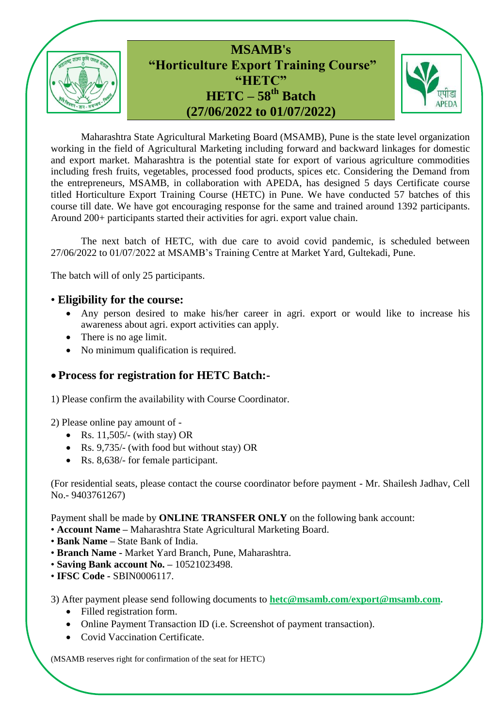# MSAMB's
# "Horticulture Export Training Course"
# "HETC"
# HETC – 58th Batch
# (27/06/2022 to 01/07/2022)

Maharashtra State Agricultural Marketing Board (MSAMB), Pune is the state level organization working in the field of Agricultural Marketing including forward and backward linkages for domestic and export market. Maharashtra is the potential state for export of various agriculture commodities including fresh fruits, vegetables, processed food products, spices etc. Considering the Demand from the entrepreneurs, MSAMB, in collaboration with APEDA, has designed 5 days Certificate course titled Horticulture Export Training Course (HETC) in Pune. We have conducted 57 batches of this course till date. We have got encouraging response for the same and trained around 1392 participants. Around 200+ participants started their activities for agri. export value chain.

The next batch of HETC, with due care to avoid covid pandemic, is scheduled between 27/06/2022 to 01/07/2022 at MSAMB's Training Centre at Market Yard, Gultekadi, Pune.

The batch will of only 25 participants.

## • Eligibility for the course:

- Any person desired to make his/her career in agri. export or would like to increase his awareness about agri. export activities can apply.
- There is no age limit.
- No minimum qualification is required.

## • Process for registration for HETC Batch:-

1) Please confirm the availability with Course Coordinator.

2) Please online pay amount of -

- Rs. 11,505/- (with stay) OR
- Rs. 9,735/- (with food but without stay) OR
- Rs. 8,638/- for female participant.

(For residential seats, please contact the course coordinator before payment - Mr. Shailesh Jadhav, Cell No.- 9403761267)

Payment shall be made by **ONLINE TRANSFER ONLY** on the following bank account:

- **Account Name –** Maharashtra State Agricultural Marketing Board.
- **Bank Name –** State Bank of India.
- **Branch Name -** Market Yard Branch, Pune, Maharashtra.
- **Saving Bank account No. –** 10521023498.
- **IFSC Code -** SBIN0006117.

3) After payment please send following documents to **hetc@msamb.com/export@msamb.com.**

- Filled registration form.
- Online Payment Transaction ID (i.e. Screenshot of payment transaction).
- Covid Vaccination Certificate.

(MSAMB reserves right for confirmation of the seat for HETC)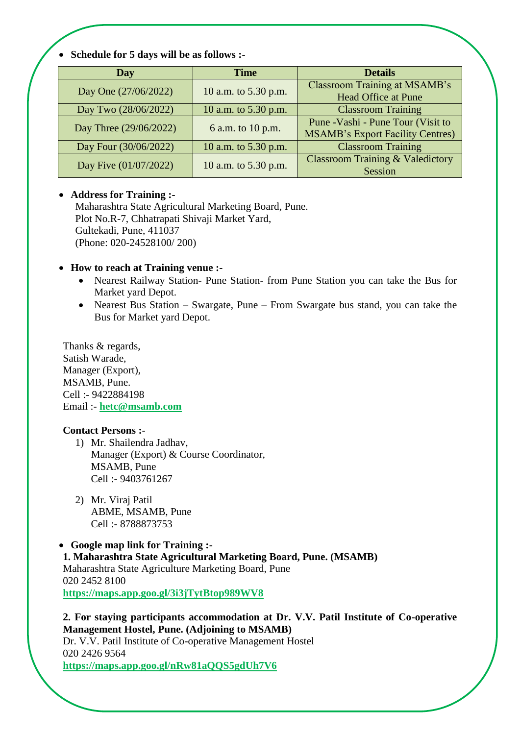- **Schedule for 5 days will be as follows :-**

| Day | Time | Details |
|---|---|---|
| Day One (27/06/2022) | 10 a.m. to 5.30 p.m. | Classroom Training at MSAMB's Head Office at Pune |
| Day Two (28/06/2022) | 10 a.m. to 5.30 p.m. | Classroom Training |
| Day Three (29/06/2022) | 6 a.m. to 10 p.m. | Pune -Vashi - Pune Tour (Visit to MSAMB's Export Facility Centres) |
| Day Four (30/06/2022) | 10 a.m. to 5.30 p.m. | Classroom Training |
| Day Five (01/07/2022) | 10 a.m. to 5.30 p.m. | Classroom Training & Valedictory Session |

- **Address for Training :-**
  Maharashtra State Agricultural Marketing Board, Pune.
  Plot No.R-7, Chhatrapati Shivaji Market Yard,
  Gultekadi, Pune, 411037
  (Phone: 020-24528100/ 200)

- **How to reach at Training venue :-**
  - Nearest Railway Station- Pune Station- from Pune Station you can take the Bus for Market yard Depot.
  - Nearest Bus Station – Swargate, Pune – From Swargate bus stand, you can take the Bus for Market yard Depot.

Thanks & regards,
Satish Warade,
Manager (Export),
MSAMB, Pune.
Cell :- 9422884198
Email :- **hetc@msamb.com**

**Contact Persons :-**

1) Mr. Shailendra Jadhav,
   Manager (Export) & Course Coordinator,
   MSAMB, Pune
   Cell :- 9403761267

2) Mr. Viraj Patil
   ABME, MSAMB, Pune
   Cell :- 8788873753

- **Google map link for Training :-**

**1. Maharashtra State Agricultural Marketing Board, Pune. (MSAMB)**
Maharashtra State Agriculture Marketing Board, Pune
020 2452 8100
**https://maps.app.goo.gl/3i3jTytBtop989WV8**

**2. For staying participants accommodation at Dr. V.V. Patil Institute of Co-operative Management Hostel, Pune. (Adjoining to MSAMB)**
Dr. V.V. Patil Institute of Co-operative Management Hostel
020 2426 9564
**https://maps.app.goo.gl/nRw81aQQS5gdUh7V6**